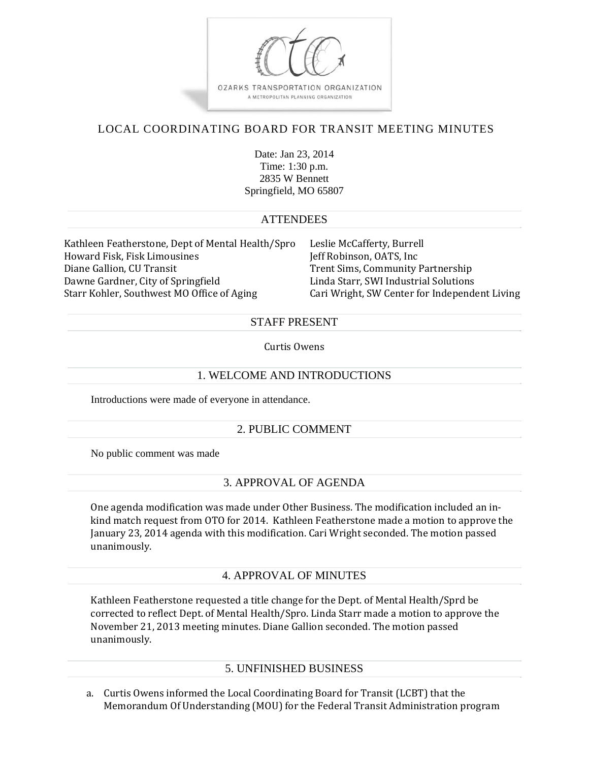OZARKS TRANSPORTATION ORGANIZATION

A METROPOLITAN PLANNING ORGANIZATION

# LOCAL COORDINATING BOARD FOR TRANSIT MEETING MINUTES

Date: Jan 23, 2014
Time: 1:30 p.m.
2835 W Bennett
Springfield, MO 65807

## ATTENDEES

Kathleen Featherstone, Dept of Mental Health/Spro
Howard Fisk, Fisk Limousines
Diane Gallion, CU Transit
Dawne Gardner, City of Springfield
Starr Kohler, Southwest MO Office of Aging
Leslie McCafferty, Burrell
Jeff Robinson, OATS, Inc
Trent Sims, Community Partnership
Linda Starr, SWI Industrial Solutions
Cari Wright, SW Center for Independent Living

## STAFF PRESENT

Curtis Owens

## 1. WELCOME AND INTRODUCTIONS

Introductions were made of everyone in attendance.

## 2. PUBLIC COMMENT

No public comment was made

## 3. APPROVAL OF AGENDA

One agenda modification was made under Other Business. The modification included an in-kind match request from OTO for 2014. Kathleen Featherstone made a motion to approve the January 23, 2014 agenda with this modification. Cari Wright seconded. The motion passed unanimously.

## 4. APPROVAL OF MINUTES

Kathleen Featherstone requested a title change for the Dept. of Mental Health/Sprd be corrected to reflect Dept. of Mental Health/Spro. Linda Starr made a motion to approve the November 21, 2013 meeting minutes. Diane Gallion seconded. The motion passed unanimously.

## 5. UNFINISHED BUSINESS

a. Curtis Owens informed the Local Coordinating Board for Transit (LCBT) that the Memorandum Of Understanding (MOU) for the Federal Transit Administration program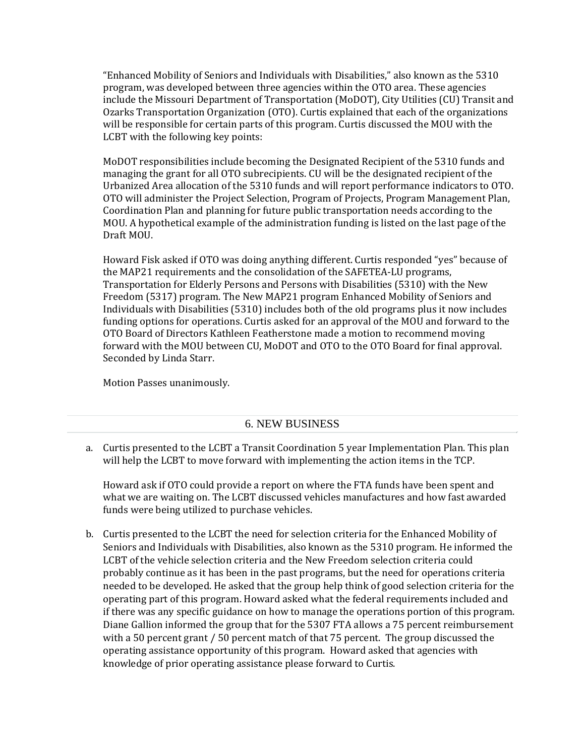"Enhanced Mobility of Seniors and Individuals with Disabilities," also known as the 5310 program, was developed between three agencies within the OTO area. These agencies include the Missouri Department of Transportation (MoDOT), City Utilities (CU) Transit and Ozarks Transportation Organization (OTO). Curtis explained that each of the organizations will be responsible for certain parts of this program. Curtis discussed the MOU with the LCBT with the following key points:

MoDOT responsibilities include becoming the Designated Recipient of the 5310 funds and managing the grant for all OTO subrecipients. CU will be the designated recipient of the Urbanized Area allocation of the 5310 funds and will report performance indicators to OTO. OTO will administer the Project Selection, Program of Projects, Program Management Plan, Coordination Plan and planning for future public transportation needs according to the MOU. A hypothetical example of the administration funding is listed on the last page of the Draft MOU.

Howard Fisk asked if OTO was doing anything different. Curtis responded "yes" because of the MAP21 requirements and the consolidation of the SAFETEA-LU programs, Transportation for Elderly Persons and Persons with Disabilities (5310) with the New Freedom (5317) program. The New MAP21 program Enhanced Mobility of Seniors and Individuals with Disabilities (5310) includes both of the old programs plus it now includes funding options for operations. Curtis asked for an approval of the MOU and forward to the OTO Board of Directors Kathleen Featherstone made a motion to recommend moving forward with the MOU between CU, MoDOT and OTO to the OTO Board for final approval. Seconded by Linda Starr.

Motion Passes unanimously.

## 6. NEW BUSINESS

a. Curtis presented to the LCBT a Transit Coordination 5 year Implementation Plan. This plan will help the LCBT to move forward with implementing the action items in the TCP.

   Howard ask if OTO could provide a report on where the FTA funds have been spent and what we are waiting on. The LCBT discussed vehicles manufactures and how fast awarded funds were being utilized to purchase vehicles.

b. Curtis presented to the LCBT the need for selection criteria for the Enhanced Mobility of Seniors and Individuals with Disabilities, also known as the 5310 program. He informed the LCBT of the vehicle selection criteria and the New Freedom selection criteria could probably continue as it has been in the past programs, but the need for operations criteria needed to be developed. He asked that the group help think of good selection criteria for the operating part of this program. Howard asked what the federal requirements included and if there was any specific guidance on how to manage the operations portion of this program. Diane Gallion informed the group that for the 5307 FTA allows a 75 percent reimbursement with a 50 percent grant / 50 percent match of that 75 percent. The group discussed the operating assistance opportunity of this program. Howard asked that agencies with knowledge of prior operating assistance please forward to Curtis.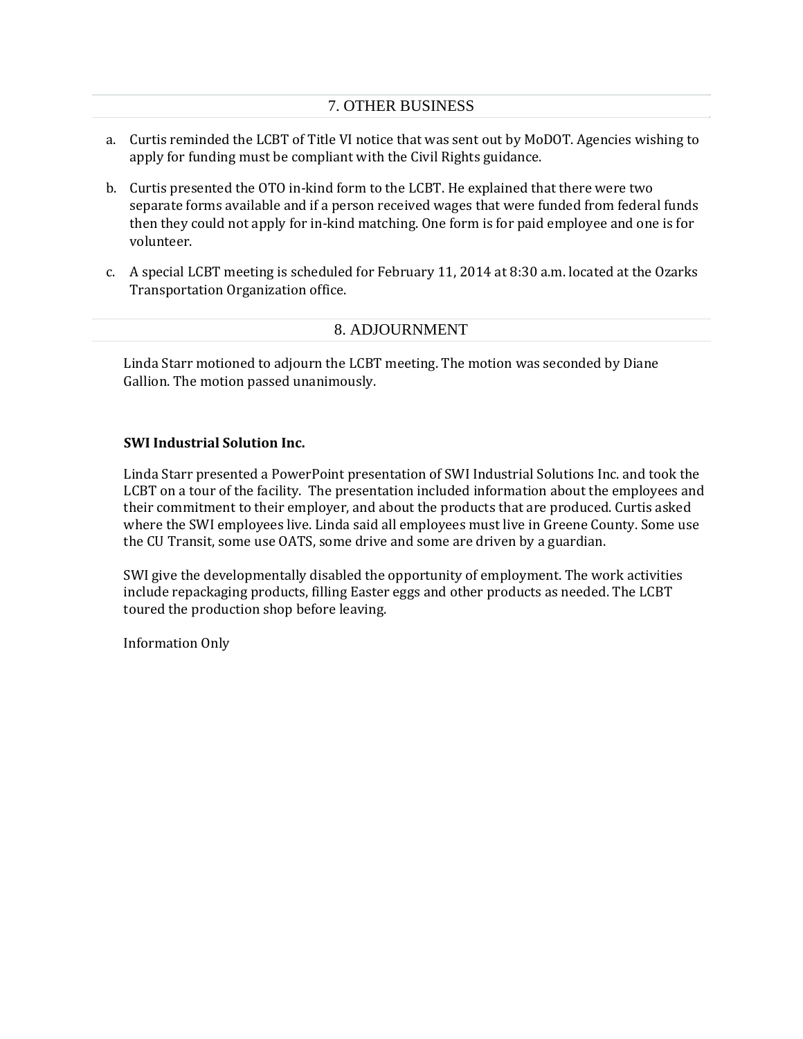## 7. OTHER BUSINESS

a. Curtis reminded the LCBT of Title VI notice that was sent out by MoDOT. Agencies wishing to apply for funding must be compliant with the Civil Rights guidance.

b. Curtis presented the OTO in-kind form to the LCBT. He explained that there were two separate forms available and if a person received wages that were funded from federal funds then they could not apply for in-kind matching. One form is for paid employee and one is for volunteer.

c. A special LCBT meeting is scheduled for February 11, 2014 at 8:30 a.m. located at the Ozarks Transportation Organization office.

## 8. ADJOURNMENT

Linda Starr motioned to adjourn the LCBT meeting. The motion was seconded by Diane Gallion. The motion passed unanimously.

**SWI Industrial Solution Inc.**

Linda Starr presented a PowerPoint presentation of SWI Industrial Solutions Inc. and took the LCBT on a tour of the facility. The presentation included information about the employees and their commitment to their employer, and about the products that are produced. Curtis asked where the SWI employees live. Linda said all employees must live in Greene County. Some use the CU Transit, some use OATS, some drive and some are driven by a guardian.

SWI give the developmentally disabled the opportunity of employment. The work activities include repackaging products, filling Easter eggs and other products as needed. The LCBT toured the production shop before leaving.

Information Only